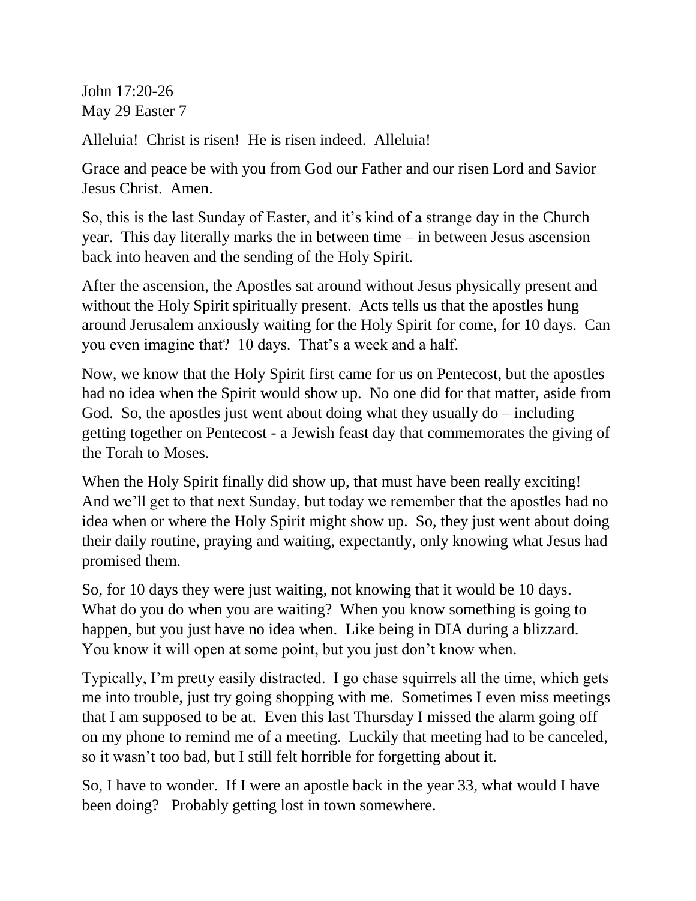John 17:20-26
May 29 Easter 7

Alleluia! Christ is risen! He is risen indeed. Alleluia!

Grace and peace be with you from God our Father and our risen Lord and Savior Jesus Christ. Amen.

So, this is the last Sunday of Easter, and it's kind of a strange day in the Church year. This day literally marks the in between time – in between Jesus ascension back into heaven and the sending of the Holy Spirit.

After the ascension, the Apostles sat around without Jesus physically present and without the Holy Spirit spiritually present. Acts tells us that the apostles hung around Jerusalem anxiously waiting for the Holy Spirit for come, for 10 days. Can you even imagine that? 10 days. That's a week and a half.

Now, we know that the Holy Spirit first came for us on Pentecost, but the apostles had no idea when the Spirit would show up. No one did for that matter, aside from God. So, the apostles just went about doing what they usually do – including getting together on Pentecost - a Jewish feast day that commemorates the giving of the Torah to Moses.

When the Holy Spirit finally did show up, that must have been really exciting! And we'll get to that next Sunday, but today we remember that the apostles had no idea when or where the Holy Spirit might show up. So, they just went about doing their daily routine, praying and waiting, expectantly, only knowing what Jesus had promised them.

So, for 10 days they were just waiting, not knowing that it would be 10 days. What do you do when you are waiting? When you know something is going to happen, but you just have no idea when. Like being in DIA during a blizzard. You know it will open at some point, but you just don't know when.

Typically, I'm pretty easily distracted. I go chase squirrels all the time, which gets me into trouble, just try going shopping with me. Sometimes I even miss meetings that I am supposed to be at. Even this last Thursday I missed the alarm going off on my phone to remind me of a meeting. Luckily that meeting had to be canceled, so it wasn't too bad, but I still felt horrible for forgetting about it.

So, I have to wonder. If I were an apostle back in the year 33, what would I have been doing? Probably getting lost in town somewhere.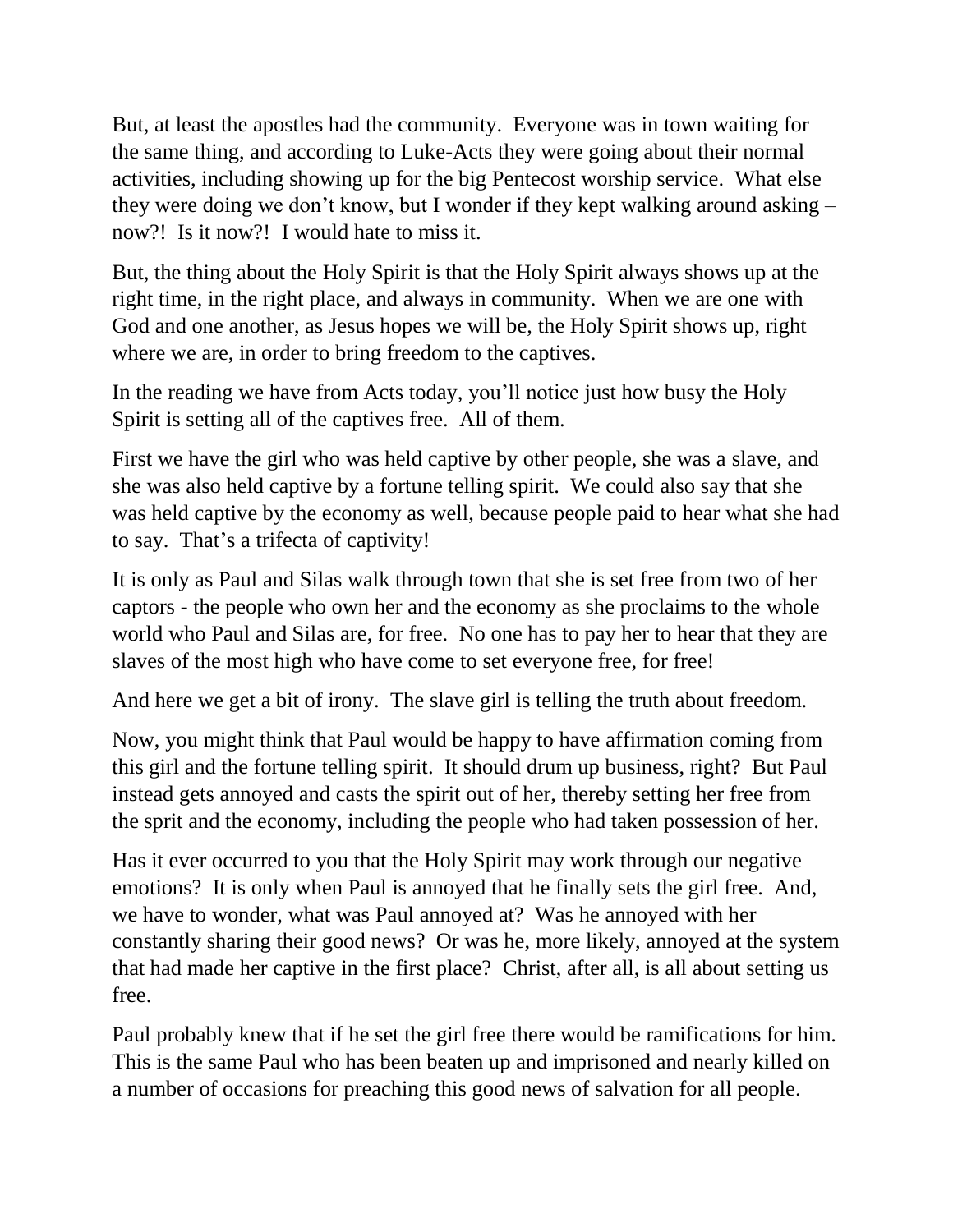But, at least the apostles had the community. Everyone was in town waiting for the same thing, and according to Luke-Acts they were going about their normal activities, including showing up for the big Pentecost worship service. What else they were doing we don't know, but I wonder if they kept walking around asking – now?! Is it now?! I would hate to miss it.

But, the thing about the Holy Spirit is that the Holy Spirit always shows up at the right time, in the right place, and always in community. When we are one with God and one another, as Jesus hopes we will be, the Holy Spirit shows up, right where we are, in order to bring freedom to the captives.

In the reading we have from Acts today, you'll notice just how busy the Holy Spirit is setting all of the captives free. All of them.

First we have the girl who was held captive by other people, she was a slave, and she was also held captive by a fortune telling spirit. We could also say that she was held captive by the economy as well, because people paid to hear what she had to say. That's a trifecta of captivity!

It is only as Paul and Silas walk through town that she is set free from two of her captors - the people who own her and the economy as she proclaims to the whole world who Paul and Silas are, for free. No one has to pay her to hear that they are slaves of the most high who have come to set everyone free, for free!

And here we get a bit of irony. The slave girl is telling the truth about freedom.

Now, you might think that Paul would be happy to have affirmation coming from this girl and the fortune telling spirit. It should drum up business, right? But Paul instead gets annoyed and casts the spirit out of her, thereby setting her free from the sprit and the economy, including the people who had taken possession of her.

Has it ever occurred to you that the Holy Spirit may work through our negative emotions? It is only when Paul is annoyed that he finally sets the girl free. And, we have to wonder, what was Paul annoyed at? Was he annoyed with her constantly sharing their good news? Or was he, more likely, annoyed at the system that had made her captive in the first place? Christ, after all, is all about setting us free.

Paul probably knew that if he set the girl free there would be ramifications for him. This is the same Paul who has been beaten up and imprisoned and nearly killed on a number of occasions for preaching this good news of salvation for all people.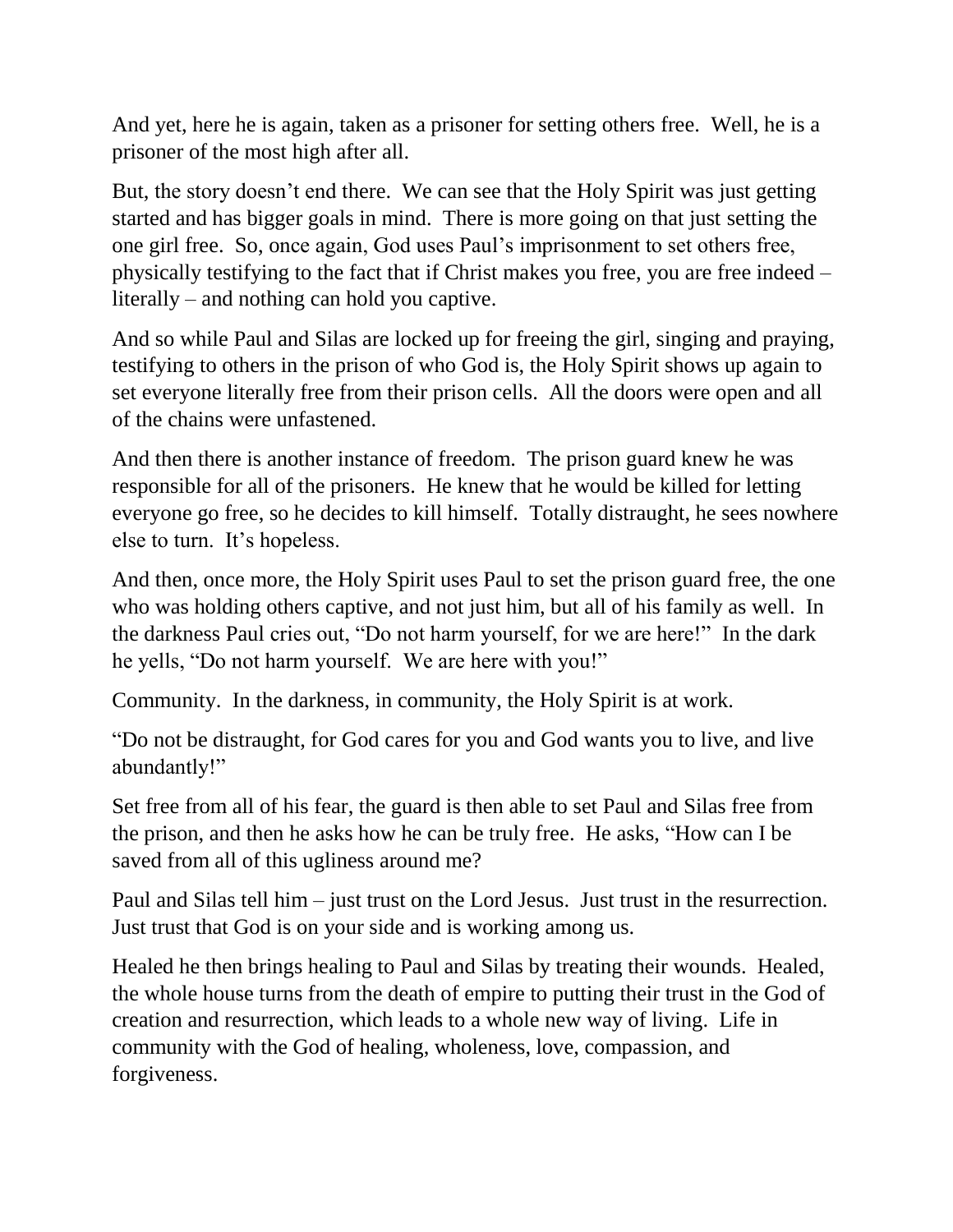And yet, here he is again, taken as a prisoner for setting others free. Well, he is a prisoner of the most high after all.

But, the story doesn't end there. We can see that the Holy Spirit was just getting started and has bigger goals in mind. There is more going on that just setting the one girl free. So, once again, God uses Paul's imprisonment to set others free, physically testifying to the fact that if Christ makes you free, you are free indeed – literally – and nothing can hold you captive.

And so while Paul and Silas are locked up for freeing the girl, singing and praying, testifying to others in the prison of who God is, the Holy Spirit shows up again to set everyone literally free from their prison cells. All the doors were open and all of the chains were unfastened.

And then there is another instance of freedom. The prison guard knew he was responsible for all of the prisoners. He knew that he would be killed for letting everyone go free, so he decides to kill himself. Totally distraught, he sees nowhere else to turn. It's hopeless.

And then, once more, the Holy Spirit uses Paul to set the prison guard free, the one who was holding others captive, and not just him, but all of his family as well. In the darkness Paul cries out, "Do not harm yourself, for we are here!" In the dark he yells, "Do not harm yourself. We are here with you!"

Community. In the darkness, in community, the Holy Spirit is at work.

"Do not be distraught, for God cares for you and God wants you to live, and live abundantly!"

Set free from all of his fear, the guard is then able to set Paul and Silas free from the prison, and then he asks how he can be truly free. He asks, "How can I be saved from all of this ugliness around me?

Paul and Silas tell him – just trust on the Lord Jesus. Just trust in the resurrection. Just trust that God is on your side and is working among us.

Healed he then brings healing to Paul and Silas by treating their wounds. Healed, the whole house turns from the death of empire to putting their trust in the God of creation and resurrection, which leads to a whole new way of living. Life in community with the God of healing, wholeness, love, compassion, and forgiveness.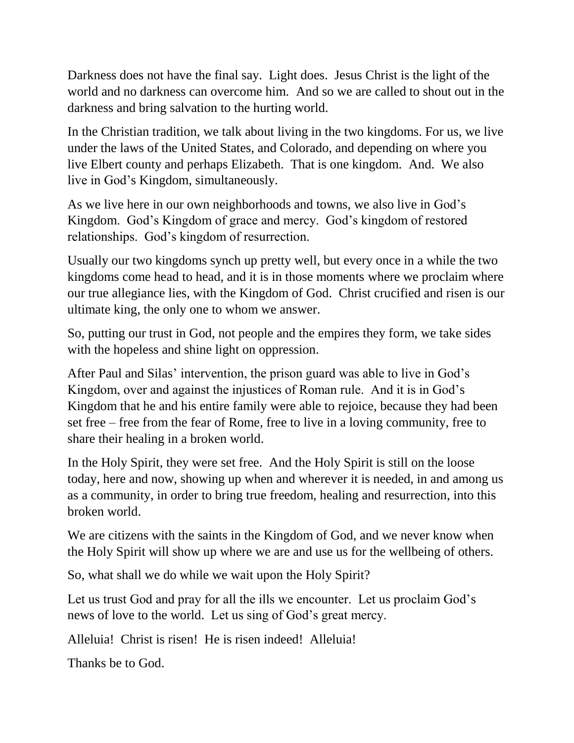Darkness does not have the final say. Light does. Jesus Christ is the light of the world and no darkness can overcome him. And so we are called to shout out in the darkness and bring salvation to the hurting world.

In the Christian tradition, we talk about living in the two kingdoms. For us, we live under the laws of the United States, and Colorado, and depending on where you live Elbert county and perhaps Elizabeth. That is one kingdom. And. We also live in God's Kingdom, simultaneously.

As we live here in our own neighborhoods and towns, we also live in God's Kingdom. God's Kingdom of grace and mercy. God's kingdom of restored relationships. God's kingdom of resurrection.

Usually our two kingdoms synch up pretty well, but every once in a while the two kingdoms come head to head, and it is in those moments where we proclaim where our true allegiance lies, with the Kingdom of God. Christ crucified and risen is our ultimate king, the only one to whom we answer.

So, putting our trust in God, not people and the empires they form, we take sides with the hopeless and shine light on oppression.

After Paul and Silas' intervention, the prison guard was able to live in God's Kingdom, over and against the injustices of Roman rule. And it is in God's Kingdom that he and his entire family were able to rejoice, because they had been set free – free from the fear of Rome, free to live in a loving community, free to share their healing in a broken world.

In the Holy Spirit, they were set free. And the Holy Spirit is still on the loose today, here and now, showing up when and wherever it is needed, in and among us as a community, in order to bring true freedom, healing and resurrection, into this broken world.

We are citizens with the saints in the Kingdom of God, and we never know when the Holy Spirit will show up where we are and use us for the wellbeing of others.

So, what shall we do while we wait upon the Holy Spirit?

Let us trust God and pray for all the ills we encounter. Let us proclaim God's news of love to the world. Let us sing of God's great mercy.

Alleluia! Christ is risen! He is risen indeed! Alleluia!

Thanks be to God.